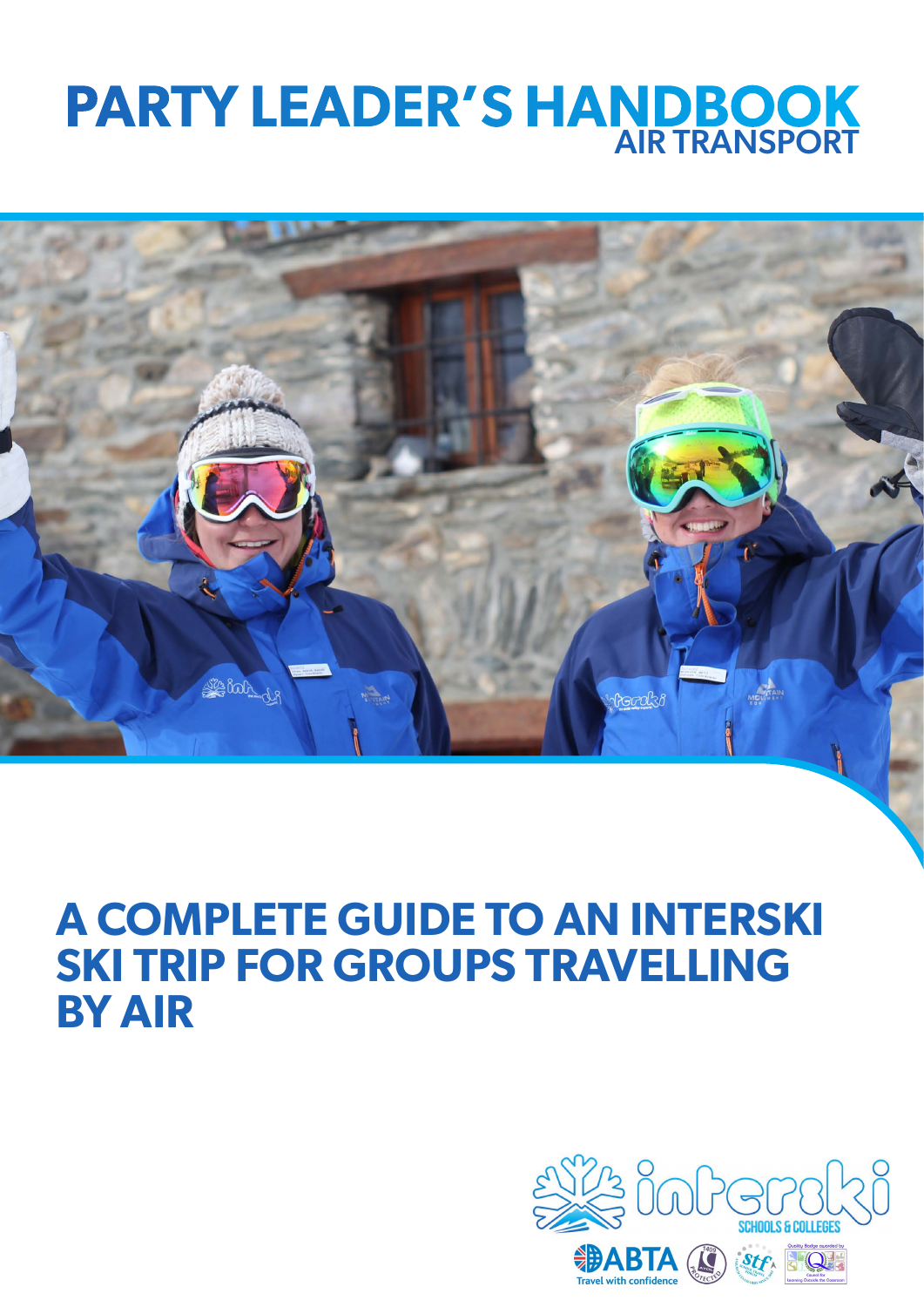# PARTY LEADER'S HANDBOOK
## AIR TRANSPORT

# A COMPLETE GUIDE TO AN INTERSKI SKI TRIP FOR GROUPS TRAVELLING BY AIR

interski SCHOOLS & COLLEGES

ABTA Travel with confidence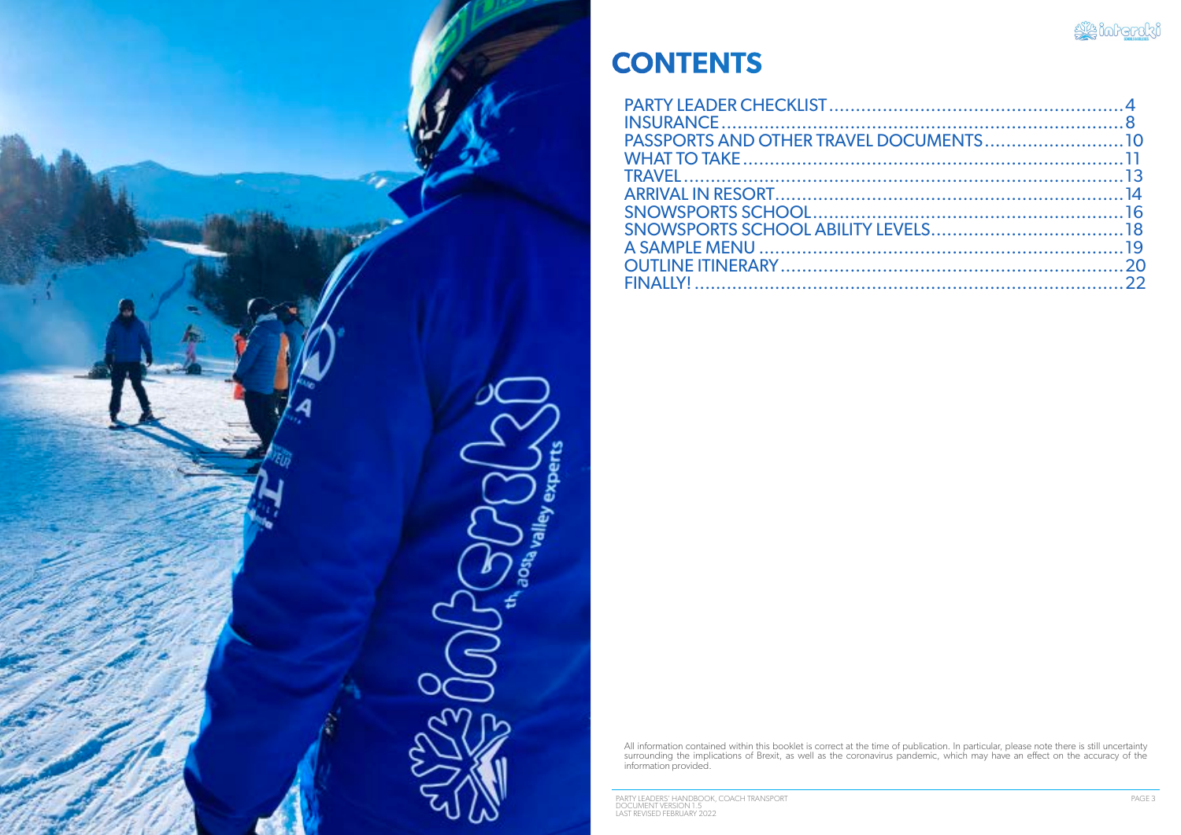# CONTENTS

| | |
|---|---|
| PARTY LEADER CHECKLIST | 4 |
| INSURANCE | 8 |
| PASSPORTS AND OTHER TRAVEL DOCUMENTS | 10 |
| WHAT TO TAKE | 11 |
| TRAVEL | 13 |
| ARRIVAL IN RESORT | 14 |
| SNOWSPORTS SCHOOL | 16 |
| SNOWSPORTS SCHOOL ABILITY LEVELS | 18 |
| A SAMPLE MENU | 19 |
| OUTLINE ITINERARY | 20 |
| FINALLY! | 22 |

All information contained within this booklet is correct at the time of publication. In particular, please note there is still uncertainty surrounding the implications of Brexit, as well as the coronavirus pandemic, which may have an effect on the accuracy of the information provided.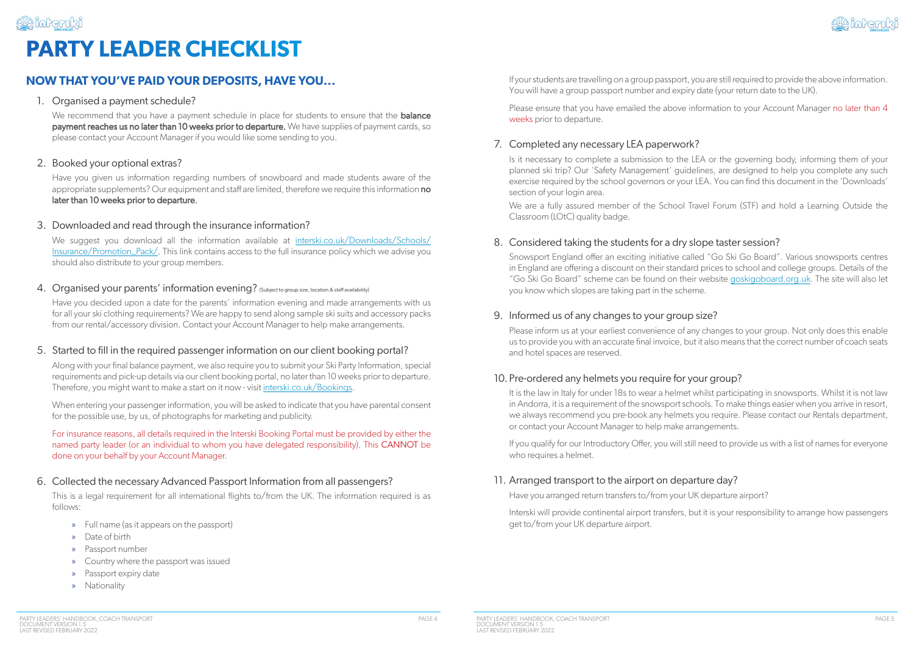# PARTY LEADER CHECKLIST

## NOW THAT YOU'VE PAID YOUR DEPOSITS, HAVE YOU...

### 1. Organised a payment schedule?

We recommend that you have a payment schedule in place for students to ensure that the **balance payment reaches us no later than 10 weeks prior to departure.** We have supplies of payment cards, so please contact your Account Manager if you would like some sending to you.

### 2. Booked your optional extras?

Have you given us information regarding numbers of snowboard and made students aware of the appropriate supplements? Our equipment and staff are limited, therefore we require this information **no later than 10 weeks prior to departure.**

### 3. Downloaded and read through the insurance information?

We suggest you download all the information available at [interski.co.uk/Downloads/Schools/Insurance/Promotion_Pack/](interski.co.uk/Downloads/Schools/Insurance/Promotion_Pack/). This link contains access to the full insurance policy which we advise you should also distribute to your group members.

### 4. Organised your parents' information evening? (Subject to group size, location & staff availability)

Have you decided upon a date for the parents' information evening and made arrangements with us for all your ski clothing requirements? We are happy to send along sample ski suits and accessory packs from our rental/accessory division. Contact your Account Manager to help make arrangements.

### 5. Started to fill in the required passenger information on our client booking portal?

Along with your final balance payment, we also require you to submit your Ski Party Information, special requirements and pick-up details via our client booking portal, no later than 10 weeks prior to departure. Therefore, you might want to make a start on it now - visit [interski.co.uk/Bookings](interski.co.uk/Bookings).

When entering your passenger information, you will be asked to indicate that you have parental consent for the possible use, by us, of photographs for marketing and publicity.

For insurance reasons, all details required in the Interski Booking Portal must be provided by either the named party leader (or an individual to whom you have delegated responsibility). This CANNOT be done on your behalf by your Account Manager.

### 6. Collected the necessary Advanced Passport Information from all passengers?

This is a legal requirement for all international flights to/from the UK. The information required is as follows:

- Full name (as it appears on the passport)
- Date of birth
- Passport number
- Country where the passport was issued
- Passport expiry date
- Nationality

If your students are travelling on a group passport, you are still required to provide the above information. You will have a group passport number and expiry date (your return date to the UK).

Please ensure that you have emailed the above information to your Account Manager no later than 4 weeks prior to departure.

### 7. Completed any necessary LEA paperwork?

Is it necessary to complete a submission to the LEA or the governing body, informing them of your planned ski trip? Our 'Safety Management' guidelines, are designed to help you complete any such exercise required by the school governors or your LEA. You can find this document in the 'Downloads' section of your login area.

We are a fully assured member of the School Travel Forum (STF) and hold a Learning Outside the Classroom (LOtC) quality badge.

### 8. Considered taking the students for a dry slope taster session?

Snowsport England offer an exciting initiative called "Go Ski Go Board". Various snowsports centres in England are offering a discount on their standard prices to school and college groups. Details of the "Go Ski Go Board" scheme can be found on their website [goskigoboard.org.uk](goskigoboard.org.uk). The site will also let you know which slopes are taking part in the scheme.

### 9. Informed us of any changes to your group size?

Please inform us at your earliest convenience of any changes to your group. Not only does this enable us to provide you with an accurate final invoice, but it also means that the correct number of coach seats and hotel spaces are reserved.

### 10. Pre-ordered any helmets you require for your group?

It is the law in Italy for under 18s to wear a helmet whilst participating in snowsports. Whilst it is not law in Andorra, it is a requirement of the snowsport schools. To make things easier when you arrive in resort, we always recommend you pre-book any helmets you require. Please contact our Rentals department, or contact your Account Manager to help make arrangements.

If you qualify for our Introductory Offer, you will still need to provide us with a list of names for everyone who requires a helmet.

### 11. Arranged transport to the airport on departure day?

Have you arranged return transfers to/from your UK departure airport?

Interski will provide continental airport transfers, but it is your responsibility to arrange how passengers get to/from your UK departure airport.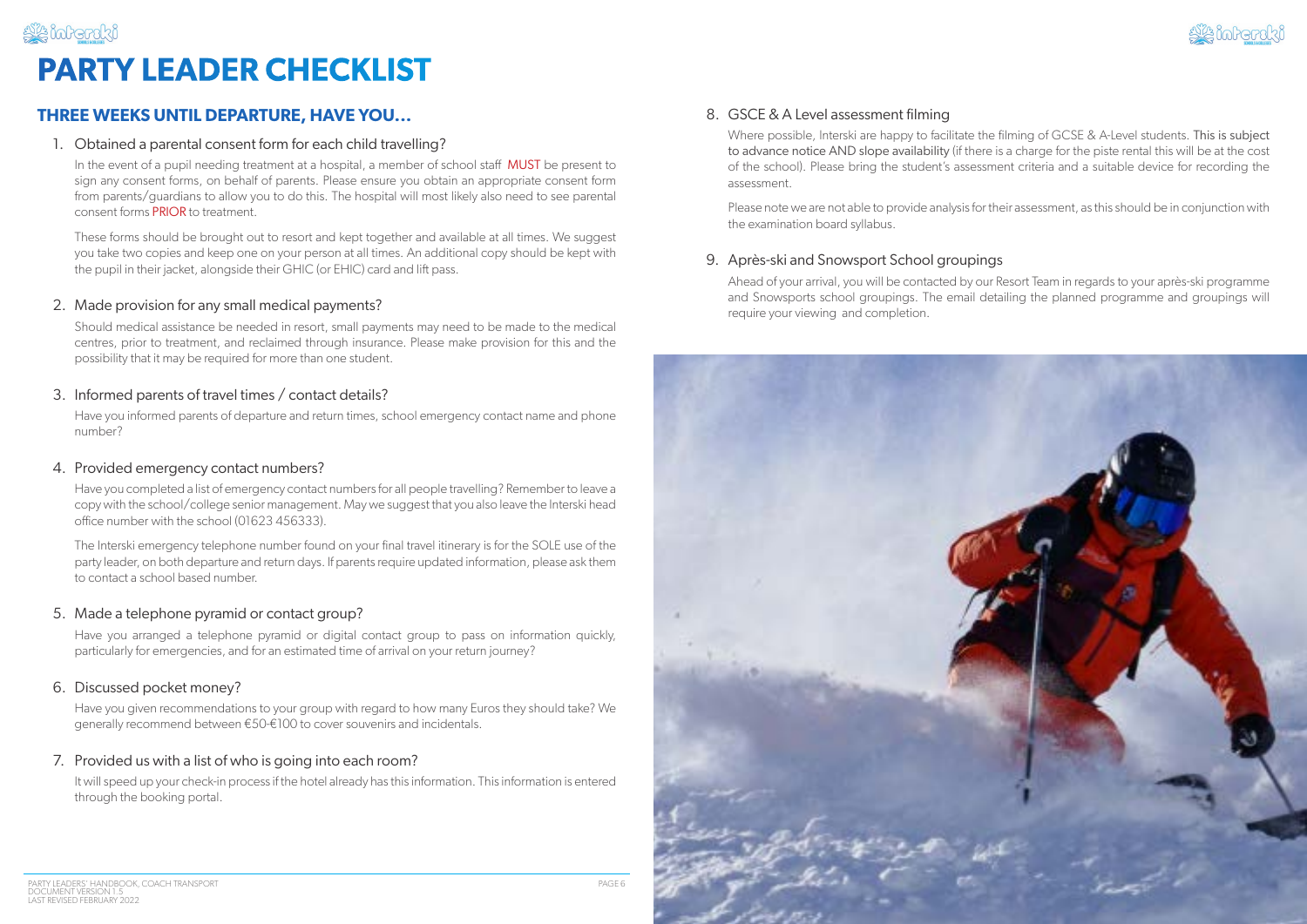# PARTY LEADER CHECKLIST

## THREE WEEKS UNTIL DEPARTURE, HAVE YOU...

1. Obtained a parental consent form for each child travelling?

   In the event of a pupil needing treatment at a hospital, a member of school staff MUST be present to sign any consent forms, on behalf of parents. Please ensure you obtain an appropriate consent form from parents/guardians to allow you to do this. The hospital will most likely also need to see parental consent forms PRIOR to treatment.

   These forms should be brought out to resort and kept together and available at all times. We suggest you take two copies and keep one on your person at all times. An additional copy should be kept with the pupil in their jacket, alongside their GHIC (or EHIC) card and lift pass.

2. Made provision for any small medical payments?

   Should medical assistance be needed in resort, small payments may need to be made to the medical centres, prior to treatment, and reclaimed through insurance. Please make provision for this and the possibility that it may be required for more than one student.

3. Informed parents of travel times / contact details?

   Have you informed parents of departure and return times, school emergency contact name and phone number?

4. Provided emergency contact numbers?

   Have you completed a list of emergency contact numbers for all people travelling? Remember to leave a copy with the school/college senior management. May we suggest that you also leave the Interski head office number with the school (01623 456333).

   The Interski emergency telephone number found on your final travel itinerary is for the SOLE use of the party leader, on both departure and return days. If parents require updated information, please ask them to contact a school based number.

5. Made a telephone pyramid or contact group?

   Have you arranged a telephone pyramid or digital contact group to pass on information quickly, particularly for emergencies, and for an estimated time of arrival on your return journey?

6. Discussed pocket money?

   Have you given recommendations to your group with regard to how many Euros they should take? We generally recommend between €50-€100 to cover souvenirs and incidentals.

7. Provided us with a list of who is going into each room?

   It will speed up your check-in process if the hotel already has this information. This information is entered through the booking portal.

8. GSCE & A Level assessment filming

   Where possible, Interski are happy to facilitate the filming of GCSE & A-Level students. This is subject to advance notice AND slope availability (if there is a charge for the piste rental this will be at the cost of the school). Please bring the student's assessment criteria and a suitable device for recording the assessment.

   Please note we are not able to provide analysis for their assessment, as this should be in conjunction with the examination board syllabus.

9. Après-ski and Snowsport School groupings

   Ahead of your arrival, you will be contacted by our Resort Team in regards to your après-ski programme and Snowsports school groupings. The email detailing the planned programme and groupings will require your viewing and completion.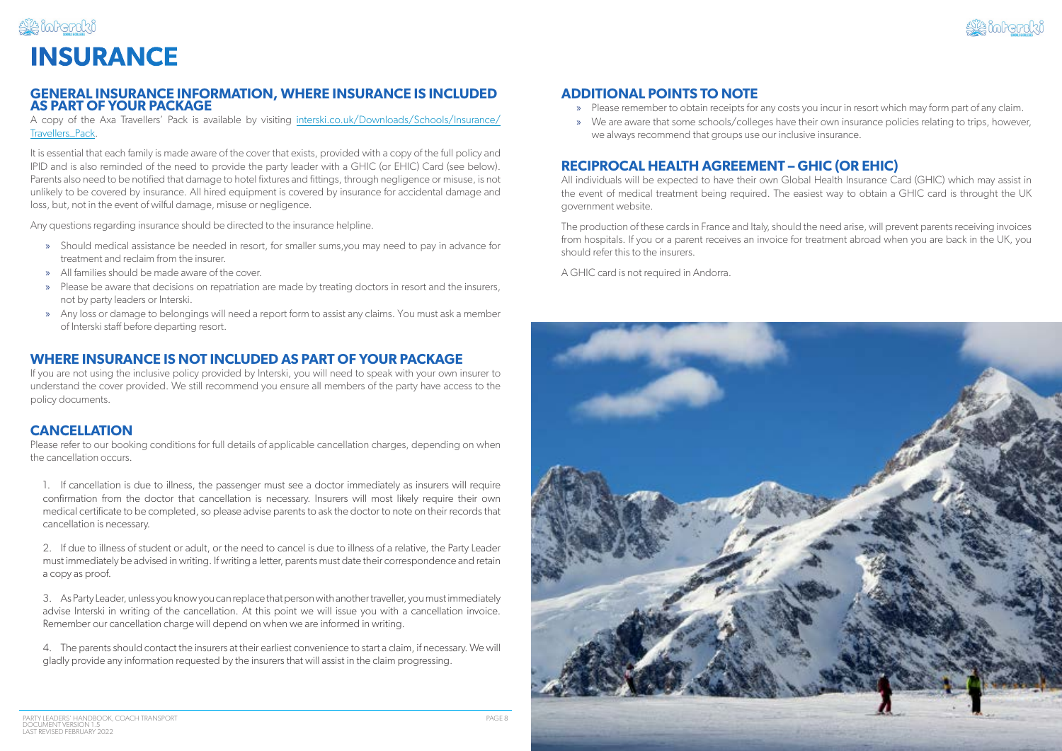# INSURANCE

## GENERAL INSURANCE INFORMATION, WHERE INSURANCE IS INCLUDED AS PART OF YOUR PACKAGE

A copy of the Axa Travellers' Pack is available by visiting interski.co.uk/Downloads/Schools/Insurance/Travellers_Pack.

It is essential that each family is made aware of the cover that exists, provided with a copy of the full policy and IPID and is also reminded of the need to provide the party leader with a GHIC (or EHIC) Card (see below). Parents also need to be notified that damage to hotel fixtures and fittings, through negligence or misuse, is not unlikely to be covered by insurance. All hired equipment is covered by insurance for accidental damage and loss, but, not in the event of wilful damage, misuse or negligence.

Any questions regarding insurance should be directed to the insurance helpline.

- Should medical assistance be needed in resort, for smaller sums,you may need to pay in advance for treatment and reclaim from the insurer.
- All families should be made aware of the cover.
- Please be aware that decisions on repatriation are made by treating doctors in resort and the insurers, not by party leaders or Interski.
- Any loss or damage to belongings will need a report form to assist any claims. You must ask a member of Interski staff before departing resort.

## WHERE INSURANCE IS NOT INCLUDED AS PART OF YOUR PACKAGE

If you are not using the inclusive policy provided by Interski, you will need to speak with your own insurer to understand the cover provided. We still recommend you ensure all members of the party have access to the policy documents.

## CANCELLATION

Please refer to our booking conditions for full details of applicable cancellation charges, depending on when the cancellation occurs.

1. If cancellation is due to illness, the passenger must see a doctor immediately as insurers will require confirmation from the doctor that cancellation is necessary. Insurers will most likely require their own medical certificate to be completed, so please advise parents to ask the doctor to note on their records that cancellation is necessary.

2. If due to illness of student or adult, or the need to cancel is due to illness of a relative, the Party Leader must immediately be advised in writing. If writing a letter, parents must date their correspondence and retain a copy as proof.

3. As Party Leader, unless you know you can replace that person with another traveller, you must immediately advise Interski in writing of the cancellation. At this point we will issue you with a cancellation invoice. Remember our cancellation charge will depend on when we are informed in writing.

4. The parents should contact the insurers at their earliest convenience to start a claim, if necessary. We will gladly provide any information requested by the insurers that will assist in the claim progressing.

## ADDITIONAL POINTS TO NOTE

- Please remember to obtain receipts for any costs you incur in resort which may form part of any claim.
- We are aware that some schools/colleges have their own insurance policies relating to trips, however, we always recommend that groups use our inclusive insurance.

## RECIPROCAL HEALTH AGREEMENT – GHIC (OR EHIC)

All individuals will be expected to have their own Global Health Insurance Card (GHIC) which may assist in the event of medical treatment being required. The easiest way to obtain a GHIC card is throught the UK government website.

The production of these cards in France and Italy, should the need arise, will prevent parents receiving invoices from hospitals. If you or a parent receives an invoice for treatment abroad when you are back in the UK, you should refer this to the insurers.

A GHIC card is not required in Andorra.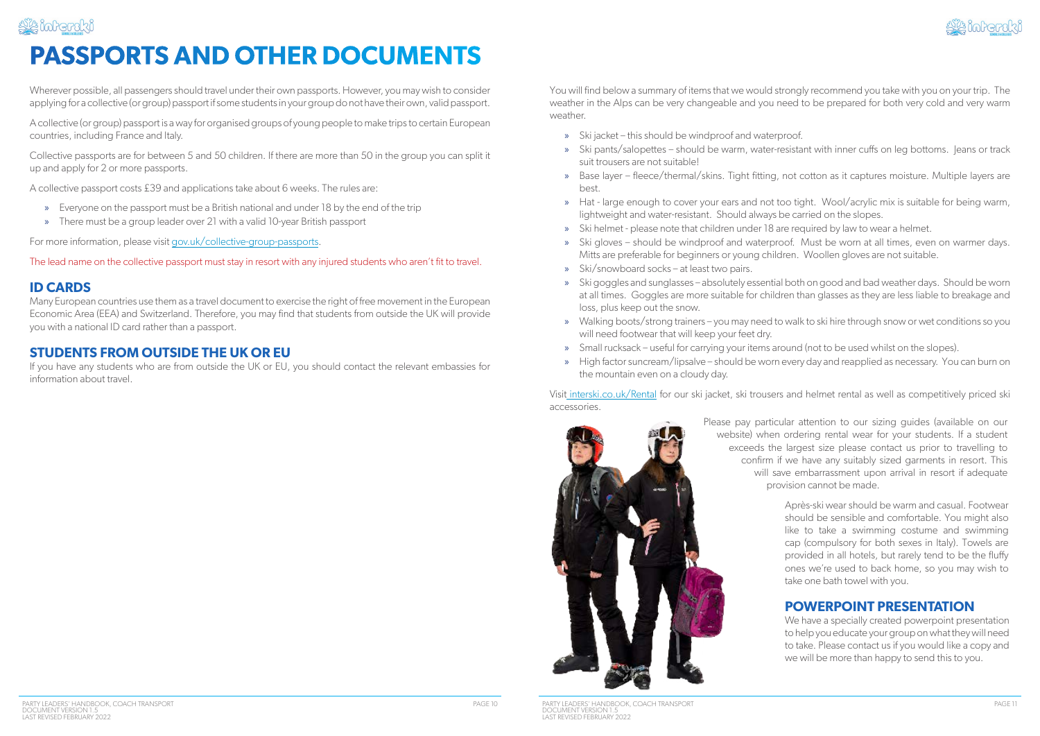# PASSPORTS AND OTHER DOCUMENTS

Wherever possible, all passengers should travel under their own passports. However, you may wish to consider applying for a collective (or group) passport if some students in your group do not have their own, valid passport.

A collective (or group) passport is a way for organised groups of young people to make trips to certain European countries, including France and Italy.

Collective passports are for between 5 and 50 children. If there are more than 50 in the group you can split it up and apply for 2 or more passports.

A collective passport costs £39 and applications take about 6 weeks. The rules are:

- Everyone on the passport must be a British national and under 18 by the end of the trip
- There must be a group leader over 21 with a valid 10-year British passport

For more information, please visit gov.uk/collective-group-passports.

The lead name on the collective passport must stay in resort with any injured students who aren't fit to travel.

## ID CARDS

Many European countries use them as a travel document to exercise the right of free movement in the European Economic Area (EEA) and Switzerland. Therefore, you may find that students from outside the UK will provide you with a national ID card rather than a passport.

## STUDENTS FROM OUTSIDE THE UK OR EU

If you have any students who are from outside the UK or EU, you should contact the relevant embassies for information about travel.

You will find below a summary of items that we would strongly recommend you take with you on your trip. The weather in the Alps can be very changeable and you need to be prepared for both very cold and very warm weather.

- Ski jacket – this should be windproof and waterproof.
- Ski pants/salopettes – should be warm, water-resistant with inner cuffs on leg bottoms. Jeans or track suit trousers are not suitable!
- Base layer – fleece/thermal/skins. Tight fitting, not cotton as it captures moisture. Multiple layers are best.
- Hat - large enough to cover your ears and not too tight. Wool/acrylic mix is suitable for being warm, lightweight and water-resistant. Should always be carried on the slopes.
- Ski helmet - please note that children under 18 are required by law to wear a helmet.
- Ski gloves – should be windproof and waterproof. Must be worn at all times, even on warmer days. Mitts are preferable for beginners or young children. Woollen gloves are not suitable.
- Ski/snowboard socks – at least two pairs.
- Ski goggles and sunglasses – absolutely essential both on good and bad weather days. Should be worn at all times. Goggles are more suitable for children than glasses as they are less liable to breakage and loss, plus keep out the snow.
- Walking boots/strong trainers – you may need to walk to ski hire through snow or wet conditions so you will need footwear that will keep your feet dry.
- Small rucksack – useful for carrying your items around (not to be used whilst on the slopes).
- High factor suncream/lipsalve – should be worn every day and reapplied as necessary. You can burn on the mountain even on a cloudy day.

Visit interski.co.uk/Rental for our ski jacket, ski trousers and helmet rental as well as competitively priced ski accessories.

Please pay particular attention to our sizing guides (available on our website) when ordering rental wear for your students. If a student exceeds the largest size please contact us prior to travelling to confirm if we have any suitably sized garments in resort. This will save embarrassment upon arrival in resort if adequate provision cannot be made.

Après-ski wear should be warm and casual. Footwear should be sensible and comfortable. You might also like to take a swimming costume and swimming cap (compulsory for both sexes in Italy). Towels are provided in all hotels, but rarely tend to be the fluffy ones we're used to back home, so you may wish to take one bath towel with you.

## POWERPOINT PRESENTATION

We have a specially created powerpoint presentation to help you educate your group on what they will need to take. Please contact us if you would like a copy and we will be more than happy to send this to you.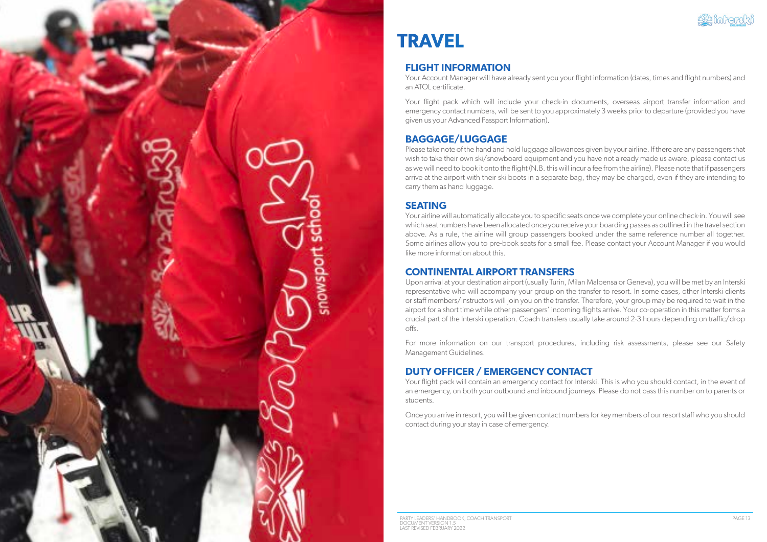# TRAVEL

## FLIGHT INFORMATION

Your Account Manager will have already sent you your flight information (dates, times and flight numbers) and an ATOL certificate.

Your flight pack which will include your check-in documents, overseas airport transfer information and emergency contact numbers, will be sent to you approximately 3 weeks prior to departure (provided you have given us your Advanced Passport Information).

## BAGGAGE/LUGGAGE

Please take note of the hand and hold luggage allowances given by your airline. If there are any passengers that wish to take their own ski/snowboard equipment and you have not already made us aware, please contact us as we will need to book it onto the flight (N.B. this will incur a fee from the airline). Please note that if passengers arrive at the airport with their ski boots in a separate bag, they may be charged, even if they are intending to carry them as hand luggage.

## SEATING

Your airline will automatically allocate you to specific seats once we complete your online check-in. You will see which seat numbers have been allocated once you receive your boarding passes as outlined in the travel section above. As a rule, the airline will group passengers booked under the same reference number all together. Some airlines allow you to pre-book seats for a small fee. Please contact your Account Manager if you would like more information about this.

## CONTINENTAL AIRPORT TRANSFERS

Upon arrival at your destination airport (usually Turin, Milan Malpensa or Geneva), you will be met by an Interski representative who will accompany your group on the transfer to resort. In some cases, other Interski clients or staff members/instructors will join you on the transfer. Therefore, your group may be required to wait in the airport for a short time while other passengers' incoming flights arrive. Your co-operation in this matter forms a crucial part of the Interski operation. Coach transfers usually take around 2-3 hours depending on traffic/drop offs.

For more information on our transport procedures, including risk assessments, please see our Safety Management Guidelines.

## DUTY OFFICER / EMERGENCY CONTACT

Your flight pack will contain an emergency contact for Interski. This is who you should contact, in the event of an emergency, on both your outbound and inbound journeys. Please do not pass this number on to parents or students.

Once you arrive in resort, you will be given contact numbers for key members of our resort staff who you should contact during your stay in case of emergency.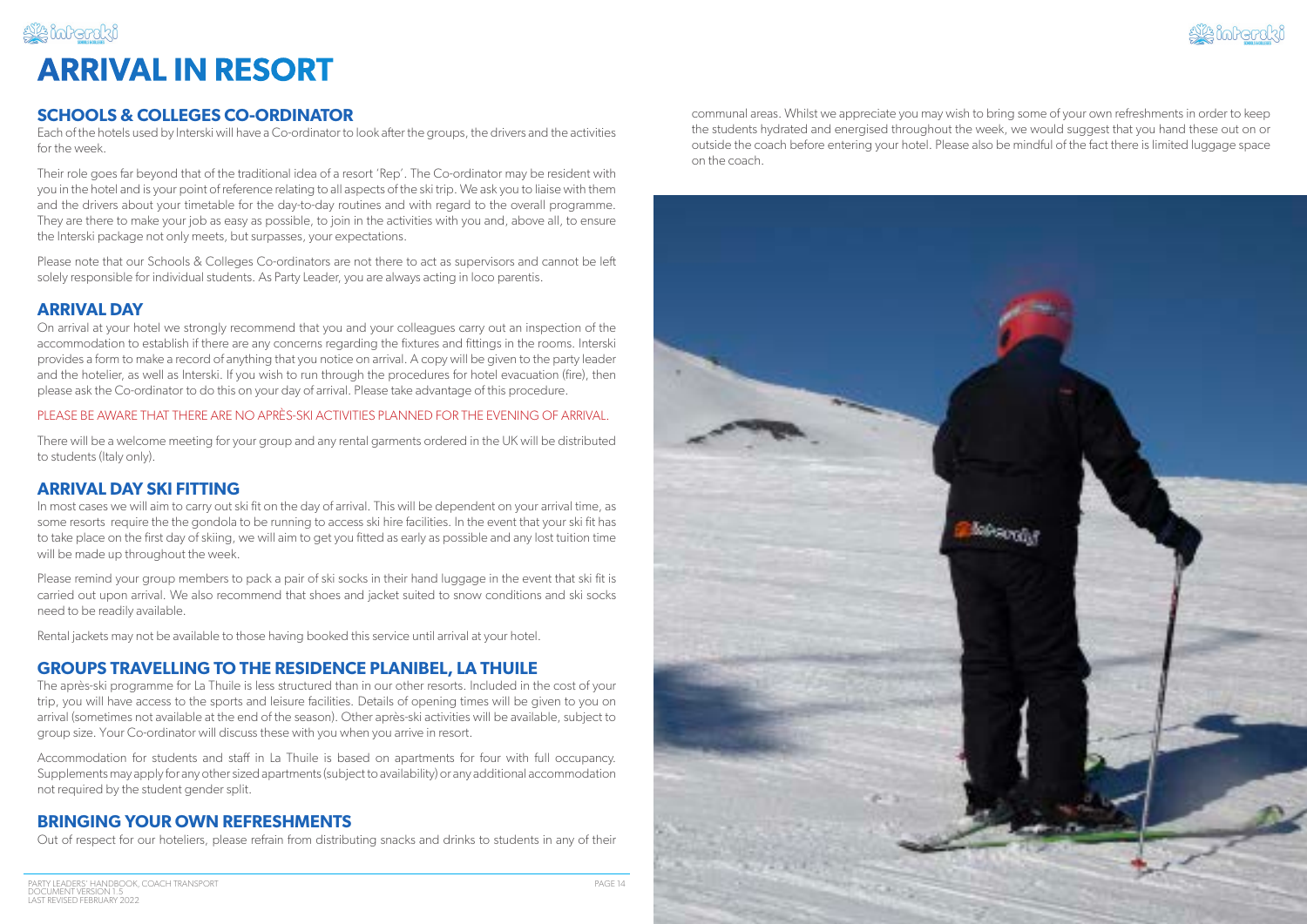# ARRIVAL IN RESORT

## SCHOOLS & COLLEGES CO-ORDINATOR

Each of the hotels used by Interski will have a Co-ordinator to look after the groups, the drivers and the activities for the week.

Their role goes far beyond that of the traditional idea of a resort 'Rep'. The Co-ordinator may be resident with you in the hotel and is your point of reference relating to all aspects of the ski trip. We ask you to liaise with them and the drivers about your timetable for the day-to-day routines and with regard to the overall programme. They are there to make your job as easy as possible, to join in the activities with you and, above all, to ensure the Interski package not only meets, but surpasses, your expectations.

Please note that our Schools & Colleges Co-ordinators are not there to act as supervisors and cannot be left solely responsible for individual students. As Party Leader, you are always acting in loco parentis.

## ARRIVAL DAY

On arrival at your hotel we strongly recommend that you and your colleagues carry out an inspection of the accommodation to establish if there are any concerns regarding the fixtures and fittings in the rooms. Interski provides a form to make a record of anything that you notice on arrival. A copy will be given to the party leader and the hotelier, as well as Interski. If you wish to run through the procedures for hotel evacuation (fire), then please ask the Co-ordinator to do this on your day of arrival. Please take advantage of this procedure.

PLEASE BE AWARE THAT THERE ARE NO APRÈS-SKI ACTIVITIES PLANNED FOR THE EVENING OF ARRIVAL.

There will be a welcome meeting for your group and any rental garments ordered in the UK will be distributed to students (Italy only).

## ARRIVAL DAY SKI FITTING

In most cases we will aim to carry out ski fit on the day of arrival. This will be dependent on your arrival time, as some resorts require the the gondola to be running to access ski hire facilities. In the event that your ski fit has to take place on the first day of skiing, we will aim to get you fitted as early as possible and any lost tuition time will be made up throughout the week.

Please remind your group members to pack a pair of ski socks in their hand luggage in the event that ski fit is carried out upon arrival. We also recommend that shoes and jacket suited to snow conditions and ski socks need to be readily available.

Rental jackets may not be available to those having booked this service until arrival at your hotel.

## GROUPS TRAVELLING TO THE RESIDENCE PLANIBEL, LA THUILE

The après-ski programme for La Thuile is less structured than in our other resorts. Included in the cost of your trip, you will have access to the sports and leisure facilities. Details of opening times will be given to you on arrival (sometimes not available at the end of the season). Other après-ski activities will be available, subject to group size. Your Co-ordinator will discuss these with you when you arrive in resort.

Accommodation for students and staff in La Thuile is based on apartments for four with full occupancy. Supplements may apply for any other sized apartments (subject to availability) or any additional accommodation not required by the student gender split.

## BRINGING YOUR OWN REFRESHMENTS

Out of respect for our hoteliers, please refrain from distributing snacks and drinks to students in any of their communal areas. Whilst we appreciate you may wish to bring some of your own refreshments in order to keep the students hydrated and energised throughout the week, we would suggest that you hand these out on or outside the coach before entering your hotel. Please also be mindful of the fact there is limited luggage space on the coach.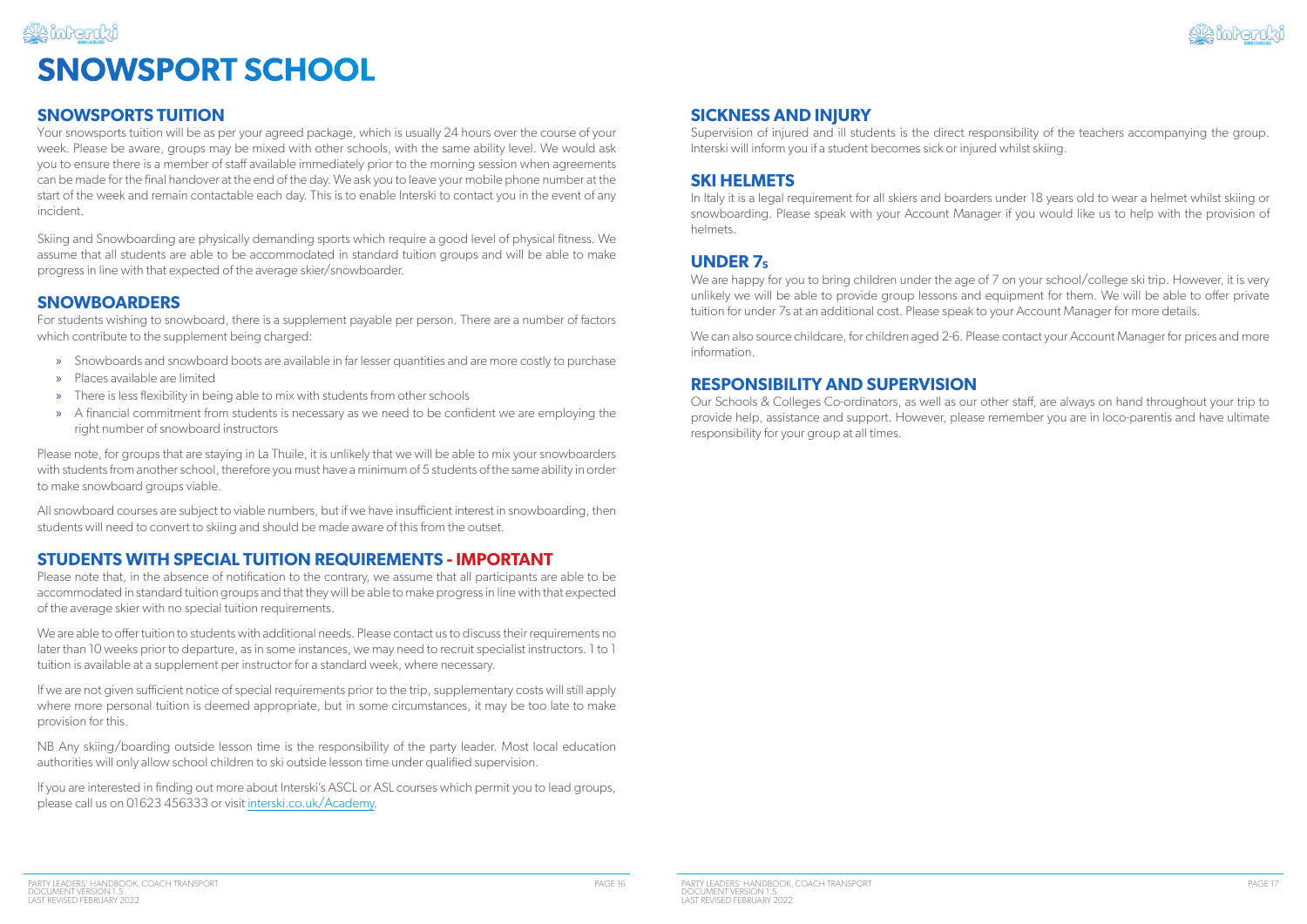# SNOWSPORT SCHOOL

## SNOWSPORTS TUITION

Your snowsports tuition will be as per your agreed package, which is usually 24 hours over the course of your week. Please be aware, groups may be mixed with other schools, with the same ability level. We would ask you to ensure there is a member of staff available immediately prior to the morning session when agreements can be made for the final handover at the end of the day. We ask you to leave your mobile phone number at the start of the week and remain contactable each day. This is to enable Interski to contact you in the event of any incident.

Skiing and Snowboarding are physically demanding sports which require a good level of physical fitness. We assume that all students are able to be accommodated in standard tuition groups and will be able to make progress in line with that expected of the average skier/snowboarder.

## SNOWBOARDERS

For students wishing to snowboard, there is a supplement payable per person. There are a number of factors which contribute to the supplement being charged:

- Snowboards and snowboard boots are available in far lesser quantities and are more costly to purchase
- Places available are limited
- There is less flexibility in being able to mix with students from other schools
- A financial commitment from students is necessary as we need to be confident we are employing the right number of snowboard instructors

Please note, for groups that are staying in La Thuile, it is unlikely that we will be able to mix your snowboarders with students from another school, therefore you must have a minimum of 5 students of the same ability in order to make snowboard groups viable.

All snowboard courses are subject to viable numbers, but if we have insufficient interest in snowboarding, then students will need to convert to skiing and should be made aware of this from the outset.

## STUDENTS WITH SPECIAL TUITION REQUIREMENTS - IMPORTANT

Please note that, in the absence of notification to the contrary, we assume that all participants are able to be accommodated in standard tuition groups and that they will be able to make progress in line with that expected of the average skier with no special tuition requirements.

We are able to offer tuition to students with additional needs. Please contact us to discuss their requirements no later than 10 weeks prior to departure, as in some instances, we may need to recruit specialist instructors. 1 to 1 tuition is available at a supplement per instructor for a standard week, where necessary.

If we are not given sufficient notice of special requirements prior to the trip, supplementary costs will still apply where more personal tuition is deemed appropriate, but in some circumstances, it may be too late to make provision for this.

NB Any skiing/boarding outside lesson time is the responsibility of the party leader. Most local education authorities will only allow school children to ski outside lesson time under qualified supervision.

If you are interested in finding out more about Interski's ASCL or ASL courses which permit you to lead groups, please call us on 01623 456333 or visit interski.co.uk/Academy.

## SICKNESS AND INJURY

Supervision of injured and ill students is the direct responsibility of the teachers accompanying the group. Interski will inform you if a student becomes sick or injured whilst skiing.

## SKI HELMETS

In Italy it is a legal requirement for all skiers and boarders under 18 years old to wear a helmet whilst skiing or snowboarding. Please speak with your Account Manager if you would like us to help with the provision of helmets.

## UNDER 7s

We are happy for you to bring children under the age of 7 on your school/college ski trip. However, it is very unlikely we will be able to provide group lessons and equipment for them. We will be able to offer private tuition for under 7s at an additional cost. Please speak to your Account Manager for more details.

We can also source childcare, for children aged 2-6. Please contact your Account Manager for prices and more information.

## RESPONSIBILITY AND SUPERVISION

Our Schools & Colleges Co-ordinators, as well as our other staff, are always on hand throughout your trip to provide help, assistance and support. However, please remember you are in loco-parentis and have ultimate responsibility for your group at all times.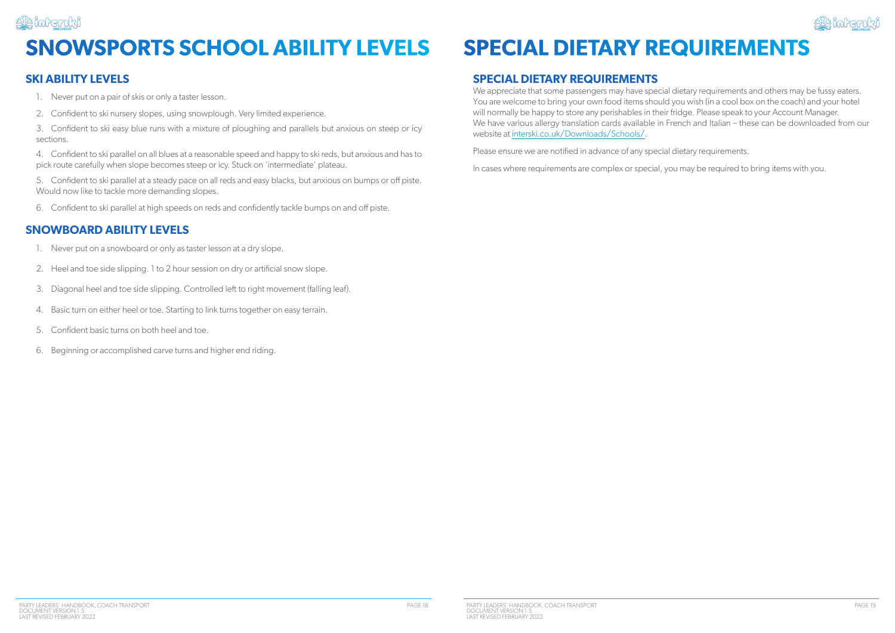# SNOWSPORTS SCHOOL ABILITY LEVELS

## SKI ABILITY LEVELS

1. Never put on a pair of skis or only a taster lesson.
2. Confident to ski nursery slopes, using snowplough. Very limited experience.
3. Confident to ski easy blue runs with a mixture of ploughing and parallels but anxious on steep or icy sections.
4. Confident to ski parallel on all blues at a reasonable speed and happy to ski reds, but anxious and has to pick route carefully when slope becomes steep or icy. Stuck on 'intermediate' plateau.
5. Confident to ski parallel at a steady pace on all reds and easy blacks, but anxious on bumps or off piste. Would now like to tackle more demanding slopes.
6. Confident to ski parallel at high speeds on reds and confidently tackle bumps on and off piste.

## SNOWBOARD ABILITY LEVELS

1. Never put on a snowboard or only as taster lesson at a dry slope.
2. Heel and toe side slipping. 1 to 2 hour session on dry or artificial snow slope.
3. Diagonal heel and toe side slipping. Controlled left to right movement (falling leaf).
4. Basic turn on either heel or toe. Starting to link turns together on easy terrain.
5. Confident basic turns on both heel and toe.
6. Beginning or accomplished carve turns and higher end riding.

# SPECIAL DIETARY REQUIREMENTS

## SPECIAL DIETARY REQUIREMENTS

We appreciate that some passengers may have special dietary requirements and others may be fussy eaters. You are welcome to bring your own food items should you wish (in a cool box on the coach) and your hotel will normally be happy to store any perishables in their fridge. Please speak to your Account Manager. We have various allergy translation cards available in French and Italian – these can be downloaded from our website at interski.co.uk/Downloads/Schools/.

Please ensure we are notified in advance of any special dietary requirements.

In cases where requirements are complex or special, you may be required to bring items with you.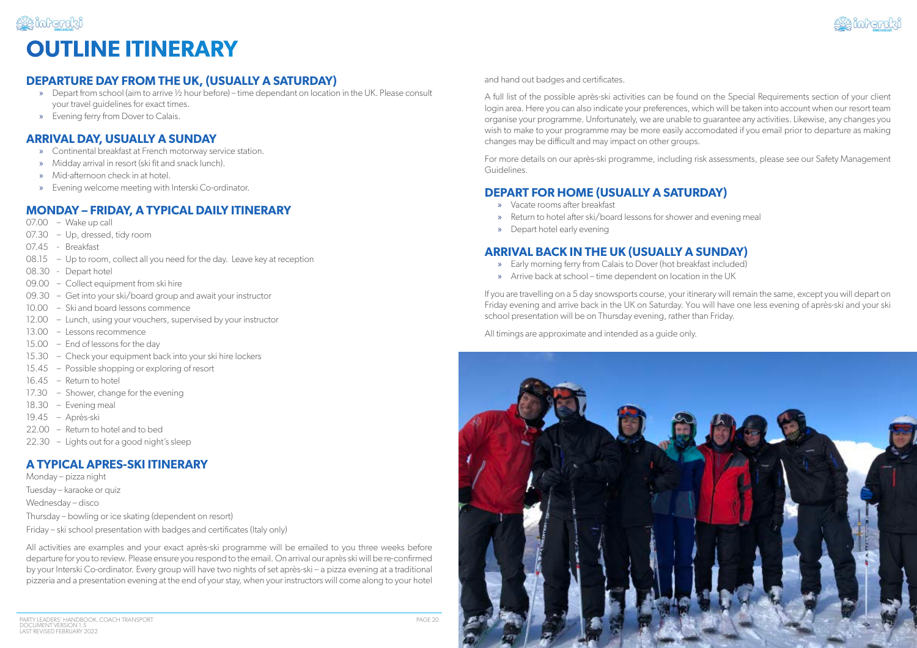# OUTLINE ITINERARY

## DEPARTURE DAY FROM THE UK, (USUALLY A SATURDAY)

- Depart from school (aim to arrive ½ hour before) – time dependant on location in the UK. Please consult your travel guidelines for exact times.
- Evening ferry from Dover to Calais.

## ARRIVAL DAY, USUALLY A SUNDAY

- Continental breakfast at French motorway service station.
- Midday arrival in resort (ski fit and snack lunch).
- Mid-afternoon check in at hotel.
- Evening welcome meeting with Interski Co-ordinator.

## MONDAY – FRIDAY, A TYPICAL DAILY ITINERARY

07.00 – Wake up call
07.30 – Up, dressed, tidy room
07.45 - Breakfast
08.15 – Up to room, collect all you need for the day. Leave key at reception
08.30 - Depart hotel
09.00 – Collect equipment from ski hire
09.30 – Get into your ski/board group and await your instructor
10.00 – Ski and board lessons commence
12.00 – Lunch, using your vouchers, supervised by your instructor
13.00 – Lessons recommence
15.00 – End of lessons for the day
15.30 – Check your equipment back into your ski hire lockers
15.45 – Possible shopping or exploring of resort
16.45 – Return to hotel
17.30 – Shower, change for the evening
18.30 – Evening meal
19.45 – Après-ski
22.00 – Return to hotel and to bed
22.30 – Lights out for a good night's sleep

## A TYPICAL APRES-SKI ITINERARY

Monday – pizza night
Tuesday – karaoke or quiz
Wednesday – disco
Thursday – bowling or ice skating (dependent on resort)
Friday – ski school presentation with badges and certificates (Italy only)

All activities are examples and your exact après-ski programme will be emailed to you three weeks before departure for you to review. Please ensure you respond to the email. On arrival our après ski will be re-confirmed by your Interski Co-ordinator. Every group will have two nights of set après-ski – a pizza evening at a traditional pizzeria and a presentation evening at the end of your stay, when your instructors will come along to your hotel and hand out badges and certificates.

A full list of the possible après-ski activities can be found on the Special Requirements section of your client login area. Here you can also indicate your preferences, which will be taken into account when our resort team organise your programme. Unfortunately, we are unable to guarantee any activities. Likewise, any changes you wish to make to your programme may be more easily accomodated if you email prior to departure as making changes may be difficult and may impact on other groups.

For more details on our après-ski programme, including risk assessments, please see our Safety Management Guidelines.

## DEPART FOR HOME (USUALLY A SATURDAY)

- Vacate rooms after breakfast
- Return to hotel after ski/board lessons for shower and evening meal
- Depart hotel early evening

## ARRIVAL BACK IN THE UK (USUALLY A SUNDAY)

- Early morning ferry from Calais to Dover (hot breakfast included)
- Arrive back at school – time dependent on location in the UK

If you are travelling on a 5 day snowsports course, your itinerary will remain the same, except you will depart on Friday evening and arrive back in the UK on Saturday. You will have one less evening of après-ski and your ski school presentation will be on Thursday evening, rather than Friday.

All timings are approximate and intended as a guide only.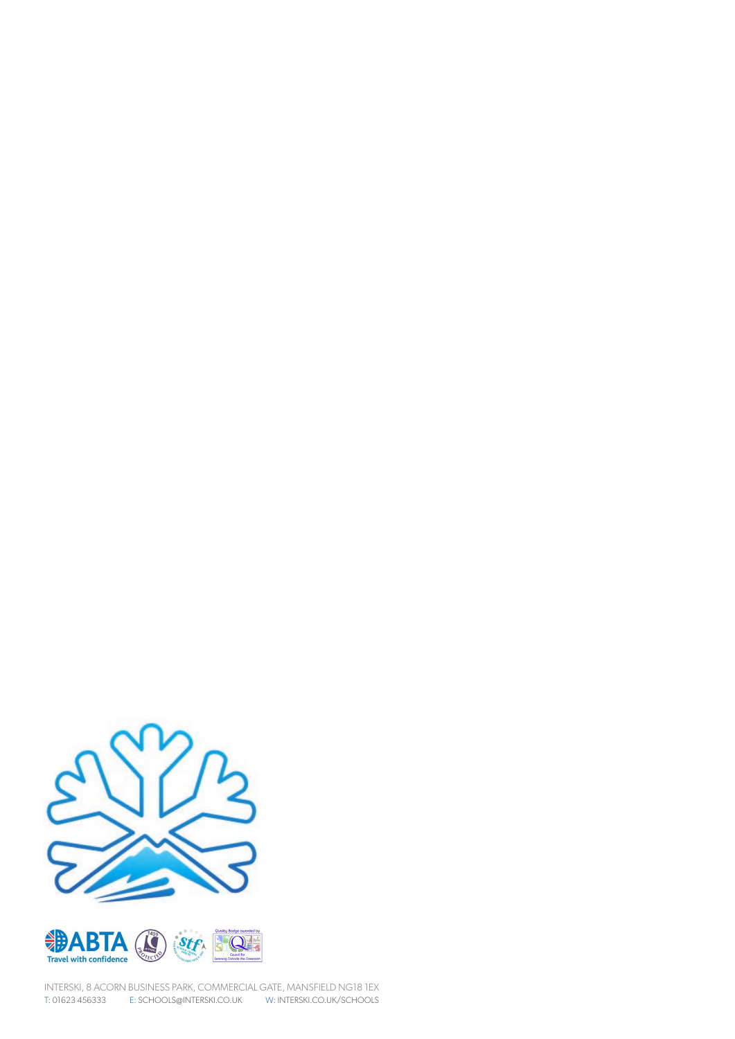Travel with confidence

INTERSKI, 8 ACORN BUSINESS PARK, COMMERCIAL GATE, MANSFIELD NG18 1EX
T: 01623 456333 E: SCHOOLS@INTERSKI.CO.UK W: INTERSKI.CO.UK/SCHOOLS